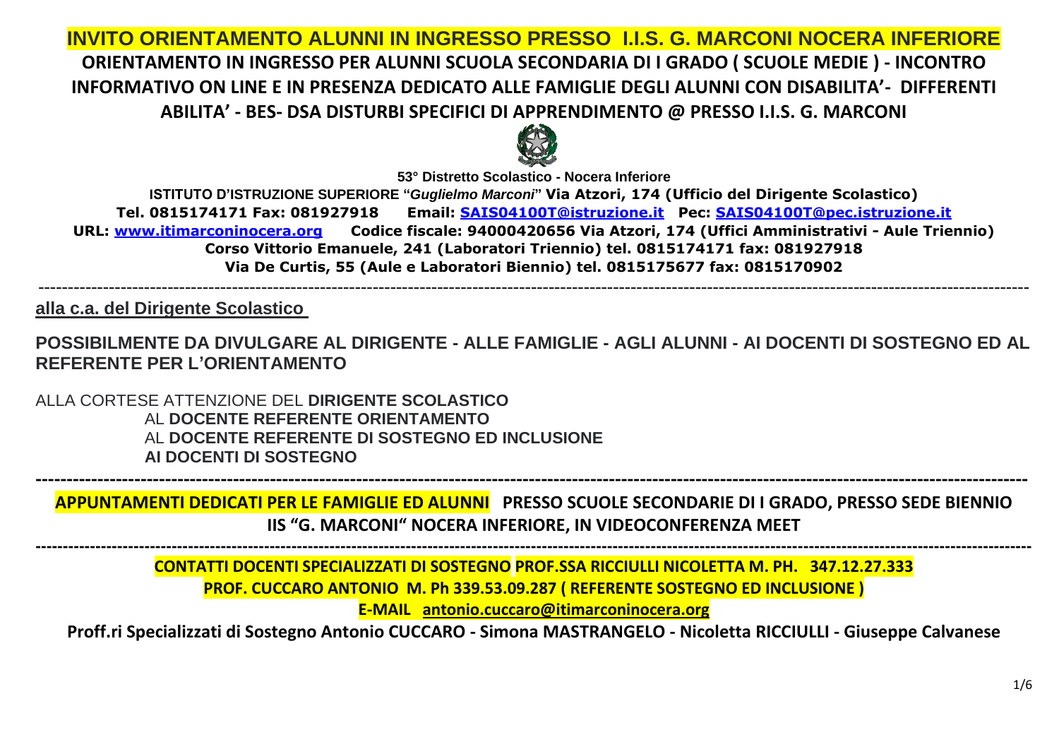# INVITO ORIENTAMENTO ALUNNI IN INGRESSO PRESSO I.I.S. G. MARCONI NOCERA INFERIORE

## ORIENTAMENTO IN INGRESSO PER ALUNNI SCUOLA SECONDARIA DI I GRADO ( SCUOLE MEDIE ) - INCONTRO INFORMATIVO ON LINE E IN PRESENZA DEDICATO ALLE FAMIGLIE DEGLI ALUNNI CON DISABILITA'- DIFFERENTI ABILITA' - BES- DSA DISTURBI SPECIFICI DI APPRENDIMENTO @ PRESSO I.I.S. G. MARCONI

**53° Distretto Scolastico - Nocera Inferiore**

**ISTITUTO D'ISTRUZIONE SUPERIORE "*Guglielmo Marconi*" Via Atzori, 174 (Ufficio del Dirigente Scolastico)**
**Tel. 0815174171 Fax: 081927918 Email: SAIS04100T@istruzione.it Pec: SAIS04100T@pec.istruzione.it**
**URL: www.itimarconinocera.org Codice fiscale: 94000420656 Via Atzori, 174 (Uffici Amministrativi - Aule Triennio)**
**Corso Vittorio Emanuele, 241 (Laboratori Triennio) tel. 0815174171 fax: 081927918**
**Via De Curtis, 55 (Aule e Laboratori Biennio) tel. 0815175677 fax: 0815170902**

---

**alla c.a. del Dirigente Scolastico**

**POSSIBILMENTE DA DIVULGARE AL DIRIGENTE - ALLE FAMIGLIE - AGLI ALUNNI - AI DOCENTI DI SOSTEGNO ED AL REFERENTE PER L'ORIENTAMENTO**

ALLA CORTESE ATTENZIONE DEL **DIRIGENTE SCOLASTICO**
AL **DOCENTE REFERENTE ORIENTAMENTO**
AL **DOCENTE REFERENTE DI SOSTEGNO ED INCLUSIONE**
**AI DOCENTI DI SOSTEGNO**

---

**APPUNTAMENTI DEDICATI PER LE FAMIGLIE ED ALUNNI PRESSO SCUOLE SECONDARIE DI I GRADO, PRESSO SEDE BIENNIO IIS "G. MARCONI" NOCERA INFERIORE, IN VIDEOCONFERENZA MEET**

---

**CONTATTI DOCENTI SPECIALIZZATI DI SOSTEGNO PROF.SSA RICCIULLI NICOLETTA M. PH. 347.12.27.333**
**PROF. CUCCARO ANTONIO M. Ph 339.53.09.287 ( REFERENTE SOSTEGNO ED INCLUSIONE )**
**E-MAIL antonio.cuccaro@itimarconinocera.org**

**Proff.ri Specializzati di Sostegno Antonio CUCCARO - Simona MASTRANGELO - Nicoletta RICCIULLI - Giuseppe Calvanese**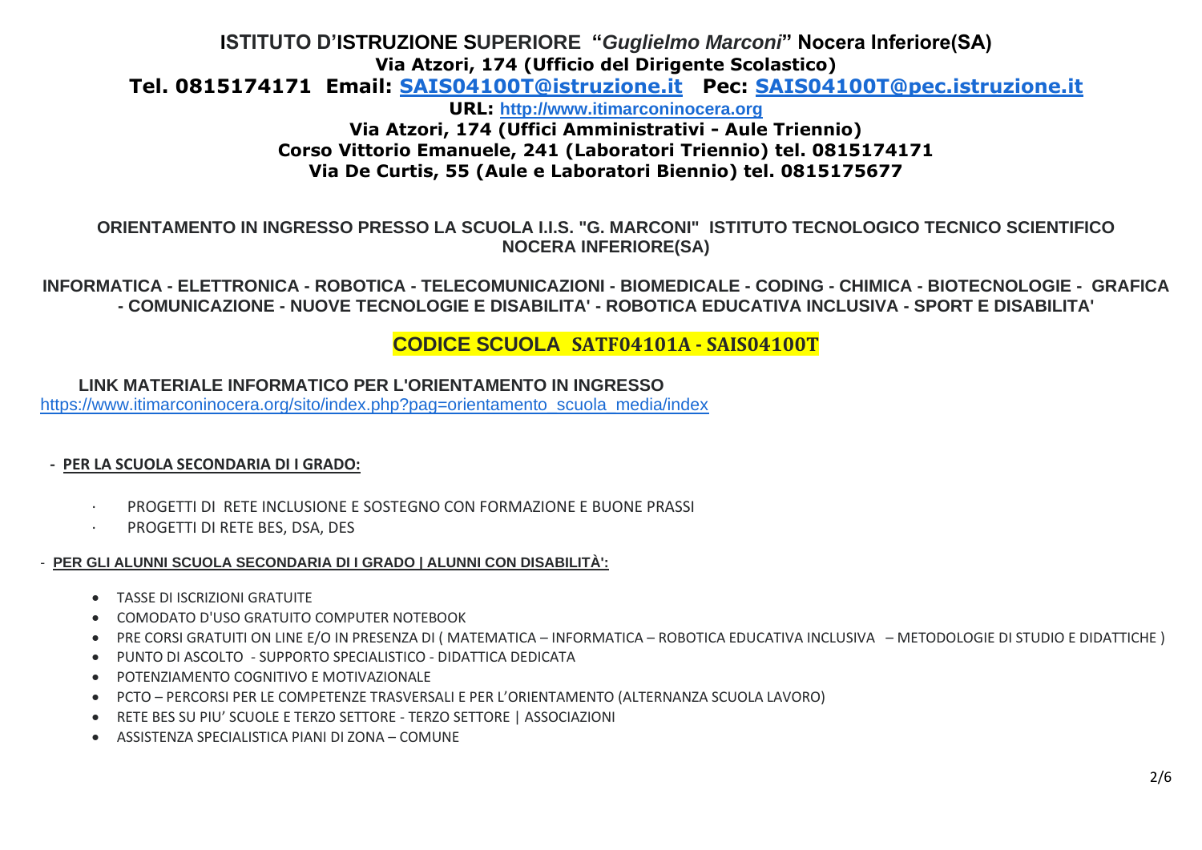**ISTITUTO D'ISTRUZIONE SUPERIORE "*Guglielmo Marconi*" Nocera Inferiore(SA)**
**Via Atzori, 174 (Ufficio del Dirigente Scolastico)**
**Tel. 0815174171 Email: [SAIS04100T@istruzione.it](mailto:SAIS04100T@istruzione.it) Pec: [SAIS04100T@pec.istruzione.it](mailto:SAIS04100T@pec.istruzione.it)**
**URL: [http://www.itimarconinocera.org](http://www.itimarconinocera.org)**
**Via Atzori, 174 (Uffici Amministrativi - Aule Triennio)**
**Corso Vittorio Emanuele, 241 (Laboratori Triennio) tel. 0815174171**
**Via De Curtis, 55 (Aule e Laboratori Biennio) tel. 0815175677**

**ORIENTAMENTO IN INGRESSO PRESSO LA SCUOLA I.I.S. "G. MARCONI" ISTITUTO TECNOLOGICO TECNICO SCIENTIFICO NOCERA INFERIORE(SA)**

**INFORMATICA - ELETTRONICA - ROBOTICA - TELECOMUNICAZIONI - BIOMEDICALE - CODING - CHIMICA - BIOTECNOLOGIE - GRAFICA - COMUNICAZIONE - NUOVE TECNOLOGIE E DISABILITA' - ROBOTICA EDUCATIVA INCLUSIVA - SPORT E DISABILITA'**

**CODICE SCUOLA SATF04101A - SAIS04100T**

**LINK MATERIALE INFORMATICO PER L'ORIENTAMENTO IN INGRESSO**
[https://www.itimarconinocera.org/sito/index.php?pag=orientamento_scuola_media/index](https://www.itimarconinocera.org/sito/index.php?pag=orientamento_scuola_media/index)

**- PER LA SCUOLA SECONDARIA DI I GRADO:**

- PROGETTI DI RETE INCLUSIONE E SOSTEGNO CON FORMAZIONE E BUONE PRASSI
- PROGETTI DI RETE BES, DSA, DES

**- PER GLI ALUNNI SCUOLA SECONDARIA DI I GRADO | ALUNNI CON DISABILITÀ':**

- TASSE DI ISCRIZIONI GRATUITE
- COMODATO D'USO GRATUITO COMPUTER NOTEBOOK
- PRE CORSI GRATUITI ON LINE E/O IN PRESENZA DI ( MATEMATICA – INFORMATICA – ROBOTICA EDUCATIVA INCLUSIVA – METODOLOGIE DI STUDIO E DIDATTICHE )
- PUNTO DI ASCOLTO - SUPPORTO SPECIALISTICO - DIDATTICA DEDICATA
- POTENZIAMENTO COGNITIVO E MOTIVAZIONALE
- PCTO – PERCORSI PER LE COMPETENZE TRASVERSALI E PER L'ORIENTAMENTO (ALTERNANZA SCUOLA LAVORO)
- RETE BES SU PIU' SCUOLE E TERZO SETTORE - TERZO SETTORE | ASSOCIAZIONI
- ASSISTENZA SPECIALISTICA PIANI DI ZONA – COMUNE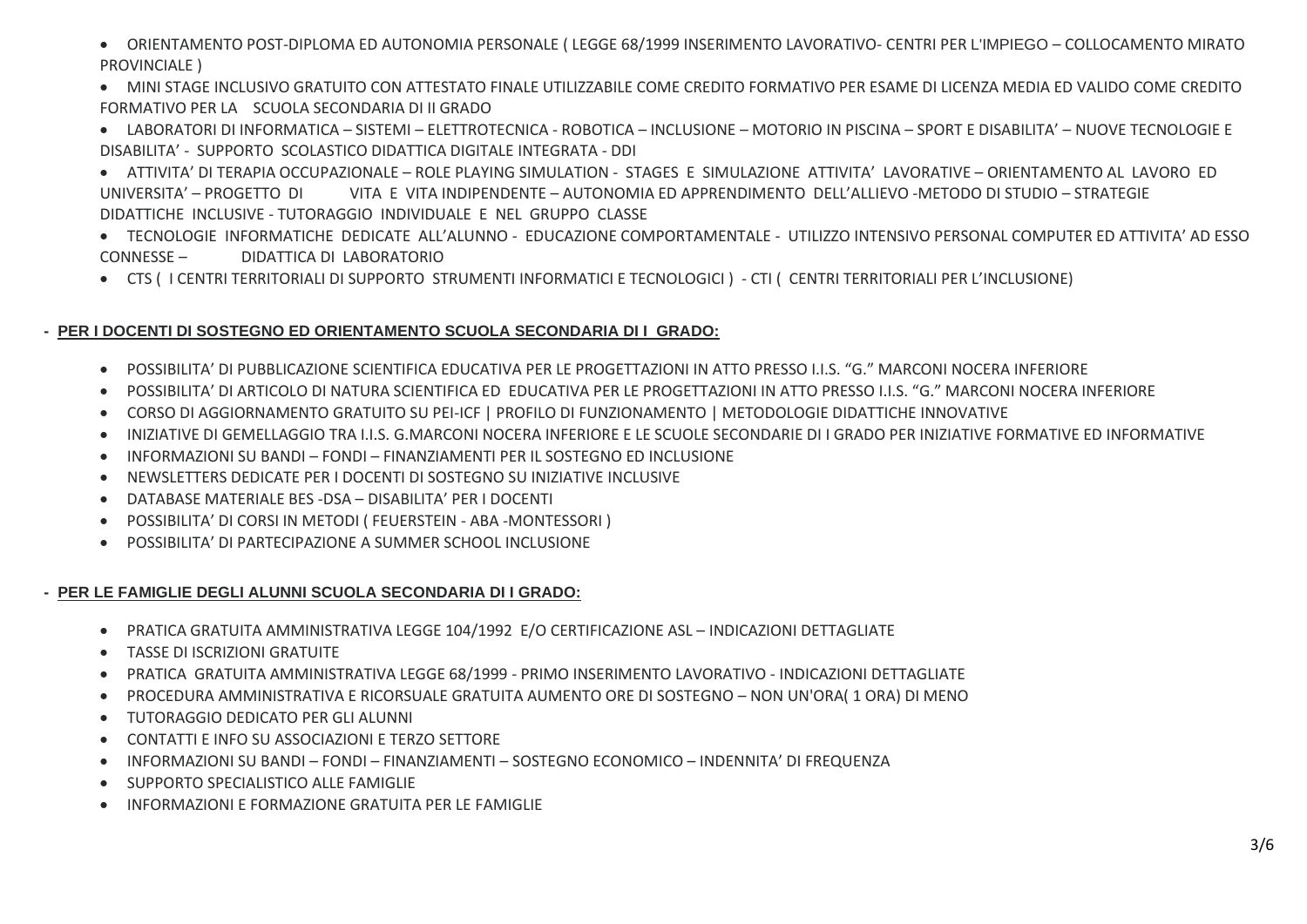- ORIENTAMENTO POST-DIPLOMA ED AUTONOMIA PERSONALE ( LEGGE 68/1999 INSERIMENTO LAVORATIVO- CENTRI PER L'IMPIEGO – COLLOCAMENTO MIRATO PROVINCIALE )
- MINI STAGE INCLUSIVO GRATUITO CON ATTESTATO FINALE UTILIZZABILE COME CREDITO FORMATIVO PER ESAME DI LICENZA MEDIA ED VALIDO COME CREDITO FORMATIVO PER LA SCUOLA SECONDARIA DI II GRADO
- LABORATORI DI INFORMATICA – SISTEMI – ELETTROTECNICA - ROBOTICA – INCLUSIONE – MOTORIO IN PISCINA – SPORT E DISABILITA' – NUOVE TECNOLOGIE E DISABILITA' - SUPPORTO SCOLASTICO DIDATTICA DIGITALE INTEGRATA - DDI
- ATTIVITA' DI TERAPIA OCCUPAZIONALE – ROLE PLAYING SIMULATION - STAGES E SIMULAZIONE ATTIVITA' LAVORATIVE – ORIENTAMENTO AL LAVORO ED UNIVERSITA' – PROGETTO DI VITA E VITA INDIPENDENTE – AUTONOMIA ED APPRENDIMENTO DELL'ALLIEVO -METODO DI STUDIO – STRATEGIE DIDATTICHE INCLUSIVE - TUTORAGGIO INDIVIDUALE E NEL GRUPPO CLASSE
- TECNOLOGIE INFORMATICHE DEDICATE ALL'ALUNNO - EDUCAZIONE COMPORTAMENTALE - UTILIZZO INTENSIVO PERSONAL COMPUTER ED ATTIVITA' AD ESSO CONNESSE – DIDATTICA DI LABORATORIO
- CTS ( I CENTRI TERRITORIALI DI SUPPORTO STRUMENTI INFORMATICI E TECNOLOGICI ) - CTI ( CENTRI TERRITORIALI PER L'INCLUSIONE)

**- PER I DOCENTI DI SOSTEGNO ED ORIENTAMENTO SCUOLA SECONDARIA DI I GRADO:**

- POSSIBILITA' DI PUBBLICAZIONE SCIENTIFICA EDUCATIVA PER LE PROGETTAZIONI IN ATTO PRESSO I.I.S. "G." MARCONI NOCERA INFERIORE
- POSSIBILITA' DI ARTICOLO DI NATURA SCIENTIFICA ED EDUCATIVA PER LE PROGETTAZIONI IN ATTO PRESSO I.I.S. "G." MARCONI NOCERA INFERIORE
- CORSO DI AGGIORNAMENTO GRATUITO SU PEI-ICF | PROFILO DI FUNZIONAMENTO | METODOLOGIE DIDATTICHE INNOVATIVE
- INIZIATIVE DI GEMELLAGGIO TRA I.I.S. G.MARCONI NOCERA INFERIORE E LE SCUOLE SECONDARIE DI I GRADO PER INIZIATIVE FORMATIVE ED INFORMATIVE
- INFORMAZIONI SU BANDI – FONDI – FINANZIAMENTI PER IL SOSTEGNO ED INCLUSIONE
- NEWSLETTERS DEDICATE PER I DOCENTI DI SOSTEGNO SU INIZIATIVE INCLUSIVE
- DATABASE MATERIALE BES -DSA – DISABILITA' PER I DOCENTI
- POSSIBILITA' DI CORSI IN METODI ( FEUERSTEIN - ABA -MONTESSORI )
- POSSIBILITA' DI PARTECIPAZIONE A SUMMER SCHOOL INCLUSIONE

**- PER LE FAMIGLIE DEGLI ALUNNI SCUOLA SECONDARIA DI I GRADO:**

- PRATICA GRATUITA AMMINISTRATIVA LEGGE 104/1992 E/O CERTIFICAZIONE ASL – INDICAZIONI DETTAGLIATE
- TASSE DI ISCRIZIONI GRATUITE
- PRATICA GRATUITA AMMINISTRATIVA LEGGE 68/1999 - PRIMO INSERIMENTO LAVORATIVO - INDICAZIONI DETTAGLIATE
- PROCEDURA AMMINISTRATIVA E RICORSUALE GRATUITA AUMENTO ORE DI SOSTEGNO – NON UN'ORA( 1 ORA) DI MENO
- TUTORAGGIO DEDICATO PER GLI ALUNNI
- CONTATTI E INFO SU ASSOCIAZIONI E TERZO SETTORE
- INFORMAZIONI SU BANDI – FONDI – FINANZIAMENTI – SOSTEGNO ECONOMICO – INDENNITA' DI FREQUENZA
- SUPPORTO SPECIALISTICO ALLE FAMIGLIE
- INFORMAZIONI E FORMAZIONE GRATUITA PER LE FAMIGLIE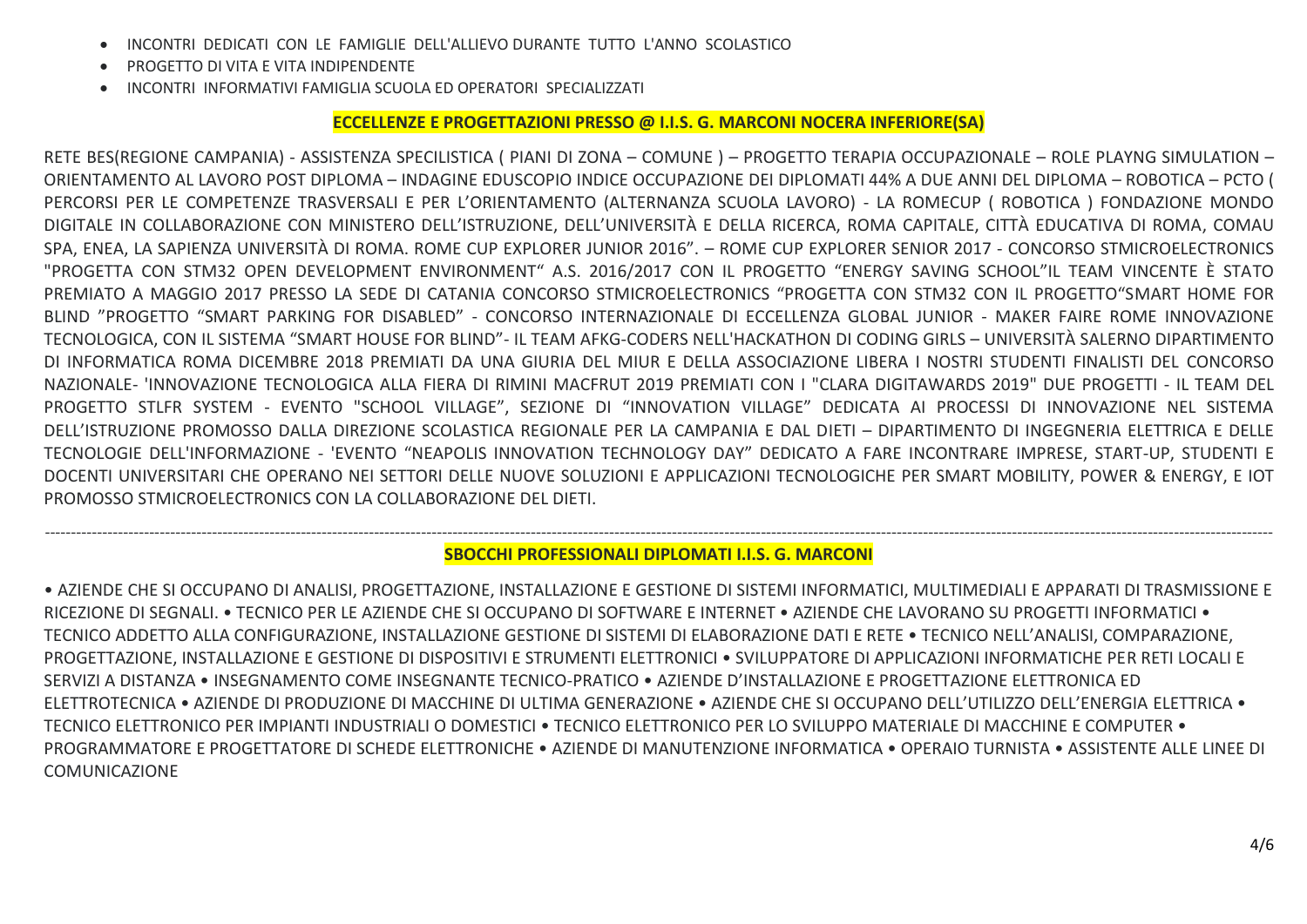- INCONTRI DEDICATI CON LE FAMIGLIE DELL'ALLIEVO DURANTE TUTTO L'ANNO SCOLASTICO
- PROGETTO DI VITA E VITA INDIPENDENTE
- INCONTRI INFORMATIVI FAMIGLIA SCUOLA ED OPERATORI SPECIALIZZATI

## ECCELLENZE E PROGETTAZIONI PRESSO @ I.I.S. G. MARCONI NOCERA INFERIORE(SA)

RETE BES(REGIONE CAMPANIA) - ASSISTENZA SPECILISTICA ( PIANI DI ZONA – COMUNE ) – PROGETTO TERAPIA OCCUPAZIONALE – ROLE PLAYNG SIMULATION – ORIENTAMENTO AL LAVORO POST DIPLOMA – INDAGINE EDUSCOPIO INDICE OCCUPAZIONE DEI DIPLOMATI 44% A DUE ANNI DEL DIPLOMA – ROBOTICA – PCTO ( PERCORSI PER LE COMPETENZE TRASVERSALI E PER L'ORIENTAMENTO (ALTERNANZA SCUOLA LAVORO) - LA ROMECUP ( ROBOTICA ) FONDAZIONE MONDO DIGITALE IN COLLABORAZIONE CON MINISTERO DELL'ISTRUZIONE, DELL'UNIVERSITÀ E DELLA RICERCA, ROMA CAPITALE, CITTÀ EDUCATIVA DI ROMA, COMAU SPA, ENEA, LA SAPIENZA UNIVERSITÀ DI ROMA. ROME CUP EXPLORER JUNIOR 2016". – ROME CUP EXPLORER SENIOR 2017 - CONCORSO STMICROELECTRONICS "PROGETTA CON STM32 OPEN DEVELOPMENT ENVIRONMENT" A.S. 2016/2017 CON IL PROGETTO "ENERGY SAVING SCHOOL"IL TEAM VINCENTE È STATO PREMIATO A MAGGIO 2017 PRESSO LA SEDE DI CATANIA CONCORSO STMICROELECTRONICS "PROGETTA CON STM32 CON IL PROGETTO"SMART HOME FOR BLIND "PROGETTO "SMART PARKING FOR DISABLED" - CONCORSO INTERNAZIONALE DI ECCELLENZA GLOBAL JUNIOR - MAKER FAIRE ROME INNOVAZIONE TECNOLOGICA, CON IL SISTEMA "SMART HOUSE FOR BLIND"- IL TEAM AFKG-CODERS NELL'HACKATHON DI CODING GIRLS – UNIVERSITÀ SALERNO DIPARTIMENTO DI INFORMATICA ROMA DICEMBRE 2018 PREMIATI DA UNA GIURIA DEL MIUR E DELLA ASSOCIAZIONE LIBERA I NOSTRI STUDENTI FINALISTI DEL CONCORSO NAZIONALE- 'INNOVAZIONE TECNOLOGICA ALLA FIERA DI RIMINI MACFRUT 2019 PREMIATI CON I "CLARA DIGITAWARDS 2019" DUE PROGETTI - IL TEAM DEL PROGETTO STLFR SYSTEM - EVENTO "SCHOOL VILLAGE", SEZIONE DI "INNOVATION VILLAGE" DEDICATA AI PROCESSI DI INNOVAZIONE NEL SISTEMA DELL'ISTRUZIONE PROMOSSO DALLA DIREZIONE SCOLASTICA REGIONALE PER LA CAMPANIA E DAL DIETI – DIPARTIMENTO DI INGEGNERIA ELETTRICA E DELLE TECNOLOGIE DELL'INFORMAZIONE - 'EVENTO "NEAPOLIS INNOVATION TECHNOLOGY DAY" DEDICATO A FARE INCONTRARE IMPRESE, START-UP, STUDENTI E DOCENTI UNIVERSITARI CHE OPERANO NEI SETTORI DELLE NUOVE SOLUZIONI E APPLICAZIONI TECNOLOGICHE PER SMART MOBILITY, POWER & ENERGY, E IOT PROMOSSO STMICROELECTRONICS CON LA COLLABORAZIONE DEL DIETI.

---

## SBOCCHI PROFESSIONALI DIPLOMATI I.I.S. G. MARCONI

• AZIENDE CHE SI OCCUPANO DI ANALISI, PROGETTAZIONE, INSTALLAZIONE E GESTIONE DI SISTEMI INFORMATICI, MULTIMEDIALI E APPARATI DI TRASMISSIONE E RICEZIONE DI SEGNALI. • TECNICO PER LE AZIENDE CHE SI OCCUPANO DI SOFTWARE E INTERNET • AZIENDE CHE LAVORANO SU PROGETTI INFORMATICI • TECNICO ADDETTO ALLA CONFIGURAZIONE, INSTALLAZIONE GESTIONE DI SISTEMI DI ELABORAZIONE DATI E RETE • TECNICO NELL'ANALISI, COMPARAZIONE, PROGETTAZIONE, INSTALLAZIONE E GESTIONE DI DISPOSITIVI E STRUMENTI ELETTRONICI • SVILUPPATORE DI APPLICAZIONI INFORMATICHE PER RETI LOCALI E SERVIZI A DISTANZA • INSEGNAMENTO COME INSEGNANTE TECNICO-PRATICO • AZIENDE D'INSTALLAZIONE E PROGETTAZIONE ELETTRONICA ED ELETTROTECNICA • AZIENDE DI PRODUZIONE DI MACCHINE DI ULTIMA GENERAZIONE • AZIENDE CHE SI OCCUPANO DELL'UTILIZZO DELL'ENERGIA ELETTRICA • TECNICO ELETTRONICO PER IMPIANTI INDUSTRIALI O DOMESTICI • TECNICO ELETTRONICO PER LO SVILUPPO MATERIALE DI MACCHINE E COMPUTER • PROGRAMMATORE E PROGETTATORE DI SCHEDE ELETTRONICHE • AZIENDE DI MANUTENZIONE INFORMATICA • OPERAIO TURNISTA • ASSISTENTE ALLE LINEE DI COMUNICAZIONE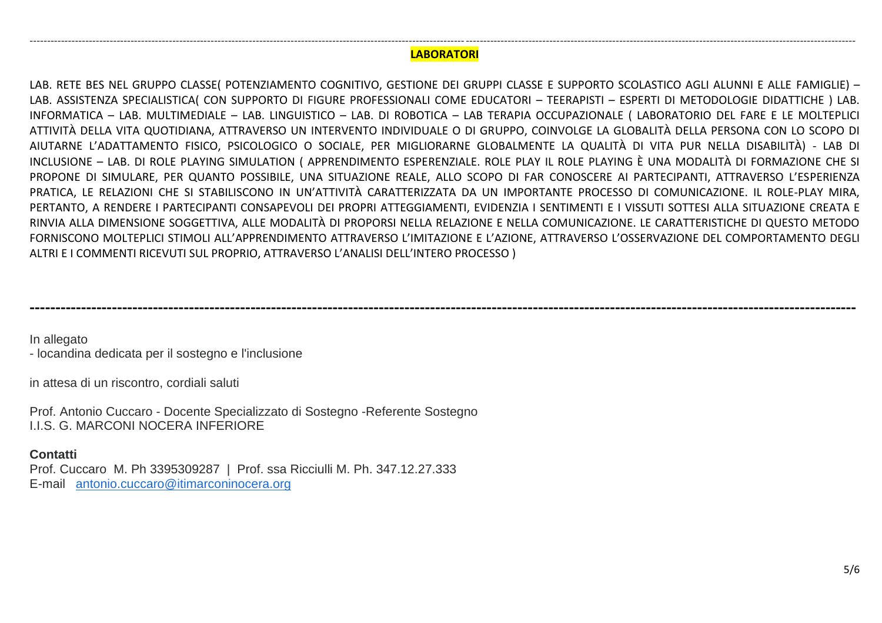## LABORATORI

LAB. RETE BES NEL GRUPPO CLASSE( POTENZIAMENTO COGNITIVO, GESTIONE DEI GRUPPI CLASSE E SUPPORTO SCOLASTICO AGLI ALUNNI E ALLE FAMIGLIE) – LAB. ASSISTENZA SPECIALISTICA( CON SUPPORTO DI FIGURE PROFESSIONALI COME EDUCATORI – TEERAPISTI – ESPERTI DI METODOLOGIE DIDATTICHE ) LAB. INFORMATICA – LAB. MULTIMEDIALE – LAB. LINGUISTICO – LAB. DI ROBOTICA – LAB TERAPIA OCCUPAZIONALE ( LABORATORIO DEL FARE E LE MOLTEPLICI ATTIVITÀ DELLA VITA QUOTIDIANA, ATTRAVERSO UN INTERVENTO INDIVIDUALE O DI GRUPPO, COINVOLGE LA GLOBALITÀ DELLA PERSONA CON LO SCOPO DI AIUTARNE L'ADATTAMENTO FISICO, PSICOLOGICO O SOCIALE, PER MIGLIORARNE GLOBALMENTE LA QUALITÀ DI VITA PUR NELLA DISABILITÀ) - LAB DI INCLUSIONE – LAB. DI ROLE PLAYING SIMULATION ( APPRENDIMENTO ESPERENZIALE. ROLE PLAY IL ROLE PLAYING È UNA MODALITÀ DI FORMAZIONE CHE SI PROPONE DI SIMULARE, PER QUANTO POSSIBILE, UNA SITUAZIONE REALE, ALLO SCOPO DI FAR CONOSCERE AI PARTECIPANTI, ATTRAVERSO L'ESPERIENZA PRATICA, LE RELAZIONI CHE SI STABILISCONO IN UN'ATTIVITÀ CARATTERIZZATA DA UN IMPORTANTE PROCESSO DI COMUNICAZIONE. IL ROLE-PLAY MIRA, PERTANTO, A RENDERE I PARTECIPANTI CONSAPEVOLI DEI PROPRI ATTEGGIAMENTI, EVIDENZIA I SENTIMENTI E I VISSUTI SOTTESI ALLA SITUAZIONE CREATA E RINVIA ALLA DIMENSIONE SOGGETTIVA, ALLE MODALITÀ DI PROPORSI NELLA RELAZIONE E NELLA COMUNICAZIONE. LE CARATTERISTICHE DI QUESTO METODO FORNISCONO MOLTEPLICI STIMOLI ALL'APPRENDIMENTO ATTRAVERSO L'IMITAZIONE E L'AZIONE, ATTRAVERSO L'OSSERVAZIONE DEL COMPORTAMENTO DEGLI ALTRI E I COMMENTI RICEVUTI SUL PROPRIO, ATTRAVERSO L'ANALISI DELL'INTERO PROCESSO )

---

In allegato
- locandina dedicata per il sostegno e l'inclusione

in attesa di un riscontro, cordiali saluti

Prof. Antonio Cuccaro - Docente Specializzato di Sostegno -Referente Sostegno
I.I.S. G. MARCONI NOCERA INFERIORE

**Contatti**
Prof. Cuccaro M. Ph 3395309287 | Prof. ssa Ricciulli M. Ph. 347.12.27.333
E-mail antonio.cuccaro@itimarconinocera.org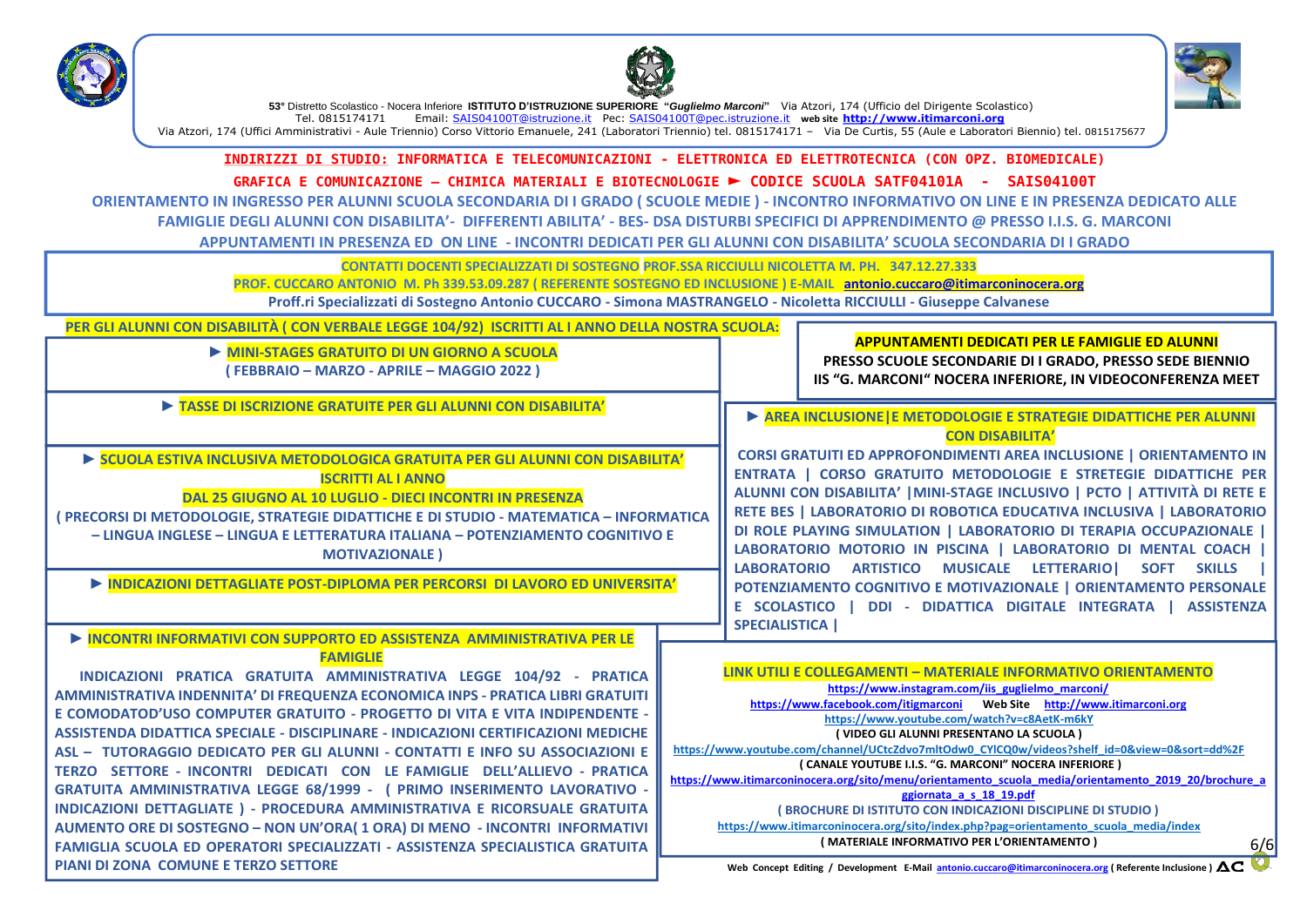**53° Distretto Scolastico** - Nocera Inferiore **ISTITUTO D'ISTRUZIONE SUPERIORE "*Guglielmo Marconi*"** Via Atzori, 174 (Ufficio del Dirigente Scolastico)
Tel. 0815174171 Email: SAIS04100T@istruzione.it Pec: SAIS04100T@pec.istruzione.it web site **http://www.itimarconi.org**
Via Atzori, 174 (Uffici Amministrativi - Aule Triennio) Corso Vittorio Emanuele, 241 (Laboratori Triennio) tel. 0815174171 – Via De Curtis, 55 (Aule e Laboratori Biennio) tel. 0815175677

**INDIRIZZI DI STUDIO: INFORMATICA E TELECOMUNICAZIONI - ELETTRONICA ED ELETTROTECNICA (CON OPZ. BIOMEDICALE)**

**GRAFICA E COMUNICAZIONE – CHIMICA MATERIALI E BIOTECNOLOGIE ► CODICE SCUOLA SATF04101A - SAIS04100T**

**ORIENTAMENTO IN INGRESSO PER ALUNNI SCUOLA SECONDARIA DI I GRADO ( SCUOLE MEDIE ) - INCONTRO INFORMATIVO ON LINE E IN PRESENZA DEDICATO ALLE FAMIGLIE DEGLI ALUNNI CON DISABILITA'- DIFFERENTI ABILITA' - BES- DSA DISTURBI SPECIFICI DI APPRENDIMENTO @ PRESSO I.I.S. G. MARCONI**

**APPUNTAMENTI IN PRESENZA ED ON LINE - INCONTRI DEDICATI PER GLI ALUNNI CON DISABILITA' SCUOLA SECONDARIA DI I GRADO**

**CONTATTI DOCENTI SPECIALIZZATI DI SOSTEGNO PROF.SSA RICCIULLI NICOLETTA M. PH. 347.12.27.333**

**PROF. CUCCARO ANTONIO M. Ph 339.53.09.287 ( REFERENTE SOSTEGNO ED INCLUSIONE ) E-MAIL antonio.cuccaro@itimarconinocera.org**

**Proff.ri Specializzati di Sostegno Antonio CUCCARO - Simona MASTRANGELO - Nicoletta RICCIULLI - Giuseppe Calvanese**

**PER GLI ALUNNI CON DISABILITÀ ( CON VERBALE LEGGE 104/92) ISCRITTI AL I ANNO DELLA NOSTRA SCUOLA:**

**► MINI-STAGES GRATUITO DI UN GIORNO A SCUOLA**
**( FEBBRAIO – MARZO - APRILE – MAGGIO 2022 )**

**► TASSE DI ISCRIZIONE GRATUITE PER GLI ALUNNI CON DISABILITA'**

**► SCUOLA ESTIVA INCLUSIVA METODOLOGICA GRATUITA PER GLI ALUNNI CON DISABILITA' ISCRITTI AL I ANNO**
**DAL 25 GIUGNO AL 10 LUGLIO - DIECI INCONTRI IN PRESENZA**
**( PRECORSI DI METODOLOGIE, STRATEGIE DIDATTICHE E DI STUDIO - MATEMATICA – INFORMATICA – LINGUA INGLESE – LINGUA E LETTERATURA ITALIANA – POTENZIAMENTO COGNITIVO E MOTIVAZIONALE )**

**► INDICAZIONI DETTAGLIATE POST-DIPLOMA PER PERCORSI DI LAVORO ED UNIVERSITA'**

**► INCONTRI INFORMATIVI CON SUPPORTO ED ASSISTENZA AMMINISTRATIVA PER LE FAMIGLIE**

**INDICAZIONI PRATICA GRATUITA AMMINISTRATIVA LEGGE 104/92 - PRATICA AMMINISTRATIVA INDENNITA' DI FREQUENZA ECONOMICA INPS - PRATICA LIBRI GRATUITI E COMODATOD'USO COMPUTER GRATUITO - PROGETTO DI VITA E VITA INDIPENDENTE - ASSISTENZA DIDATTICA SPECIALE - DISCIPLINARE - INDICAZIONI CERTIFICAZIONI MEDICHE ASL – TUTORAGGIO DEDICATO PER GLI ALUNNI - CONTATTI E INFO SU ASSOCIAZIONI E TERZO SETTORE - INCONTRI DEDICATI CON LE FAMIGLIE DELL'ALLIEVO - PRATICA GRATUITA AMMINISTRATIVA LEGGE 68/1999 - ( PRIMO INSERIMENTO LAVORATIVO - INDICAZIONI DETTAGLIATE ) - PROCEDURA AMMINISTRATIVA E RICORSUALE GRATUITA AUMENTO ORE DI SOSTEGNO – NON UN'ORA( 1 ORA) DI MENO - INCONTRI INFORMATIVI FAMIGLIA SCUOLA ED OPERATORI SPECIALIZZATI - ASSISTENZA SPECIALISTICA GRATUITA PIANI DI ZONA COMUNE E TERZO SETTORE**

**APPUNTAMENTI DEDICATI PER LE FAMIGLIE ED ALUNNI**
**PRESSO SCUOLE SECONDARIE DI I GRADO, PRESSO SEDE BIENNIO IIS "G. MARCONI" NOCERA INFERIORE, IN VIDEOCONFERENZA MEET**

**► AREA INCLUSIONE|E METODOLOGIE E STRATEGIE DIDATTICHE PER ALUNNI CON DISABILITA'**

**CORSI GRATUITI ED APPROFONDIMENTI AREA INCLUSIONE | ORIENTAMENTO IN ENTRATA | CORSO GRATUITO METODOLOGIE E STRETEGIE DIDATTICHE PER ALUNNI CON DISABILITA' |MINI-STAGE INCLUSIVO | PCTO | ATTIVITÀ DI RETE E RETE BES | LABORATORIO DI ROBOTICA EDUCATIVA INCLUSIVA | LABORATORIO DI ROLE PLAYING SIMULATION | LABORATORIO DI TERAPIA OCCUPAZIONALE | LABORATORIO MOTORIO IN PISCINA | LABORATORIO DI MENTAL COACH | LABORATORIO ARTISTICO MUSICALE LETTERARIO| SOFT SKILLS | POTENZIAMENTO COGNITIVO E MOTIVAZIONALE | ORIENTAMENTO PERSONALE E SCOLASTICO | DDI - DIDATTICA DIGITALE INTEGRATA | ASSISTENZA SPECIALISTICA |**

**LINK UTILI E COLLEGAMENTI – MATERIALE INFORMATIVO ORIENTAMENTO**

https://www.instagram.com/iis_guglielmo_marconi/
https://www.facebook.com/itigmarconi Web Site http://www.itimarconi.org
https://www.youtube.com/watch?v=c8AetK-m6kY
**( VIDEO GLI ALUNNI PRESENTANO LA SCUOLA )**
https://www.youtube.com/channel/UCtcZdvo7mltOdw0_CYlCQ0w/videos?shelf_id=0&view=0&sort=dd%2F
**( CANALE YOUTUBE I.I.S. "G. MARCONI" NOCERA INFERIORE )**
https://www.itimarconinocera.org/sito/menu/orientamento_scuola_media/orientamento_2019_20/brochure_aggiornata_a_s_18_19.pdf
**( BROCHURE DI ISTITUTO CON INDICAZIONI DISCIPLINE DI STUDIO )**
https://www.itimarconinocera.org/sito/index.php?pag=orientamento_scuola_media/index
**( MATERIALE INFORMATIVO PER L'ORIENTAMENTO )**

**Web Concept Editing / Development E-Mail antonio.cuccaro@itimarconinocera.org ( Referente Inclusione )**